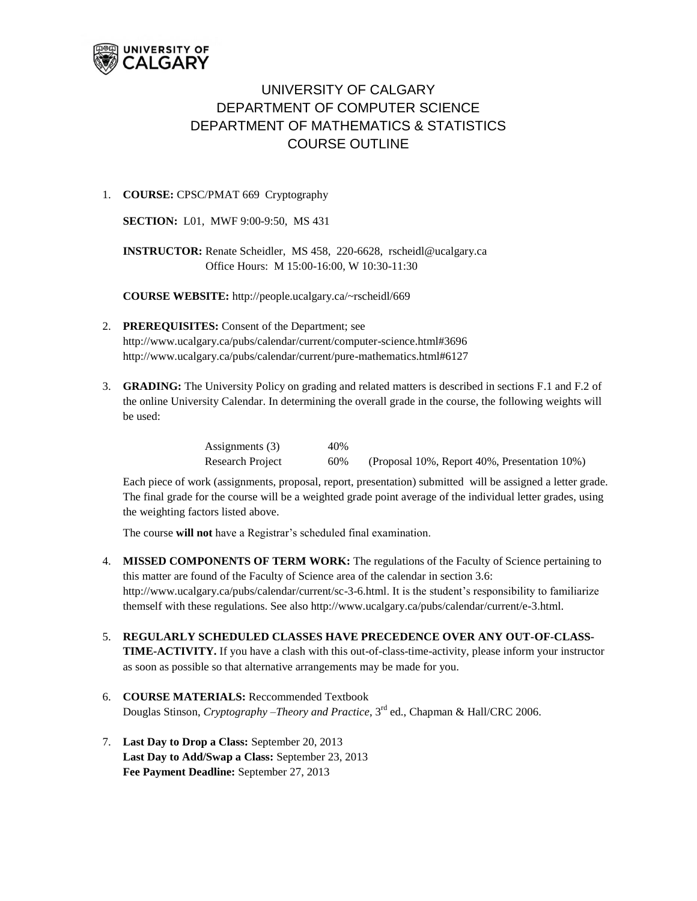# UNIVERSITY OF CALGARY
# DEPARTMENT OF COMPUTER SCIENCE
# DEPARTMENT OF MATHEMATICS & STATISTICS
# COURSE OUTLINE

1. **COURSE:** CPSC/PMAT 669 Cryptography

   **SECTION:** L01, MWF 9:00-9:50, MS 431

   **INSTRUCTOR:** Renate Scheidler, MS 458, 220-6628, rscheidl@ucalgary.ca
   Office Hours: M 15:00-16:00, W 10:30-11:30

   **COURSE WEBSITE:** http://people.ucalgary.ca/~rscheidl/669

2. **PREREQUISITES:** Consent of the Department; see
   http://www.ucalgary.ca/pubs/calendar/current/computer-science.html#3696
   http://www.ucalgary.ca/pubs/calendar/current/pure-mathematics.html#6127

3. **GRADING:** The University Policy on grading and related matters is described in sections F.1 and F.2 of the online University Calendar. In determining the overall grade in the course, the following weights will be used:

   | | | |
   |---|---|---|
   | Assignments (3) | 40% | |
   | Research Project | 60% | (Proposal 10%, Report 40%, Presentation 10%) |

   Each piece of work (assignments, proposal, report, presentation) submitted will be assigned a letter grade. The final grade for the course will be a weighted grade point average of the individual letter grades, using the weighting factors listed above.

   The course **will not** have a Registrar's scheduled final examination.

4. **MISSED COMPONENTS OF TERM WORK:** The regulations of the Faculty of Science pertaining to this matter are found of the Faculty of Science area of the calendar in section 3.6: http://www.ucalgary.ca/pubs/calendar/current/sc-3-6.html. It is the student's responsibility to familiarize themself with these regulations. See also http://www.ucalgary.ca/pubs/calendar/current/e-3.html.

5. **REGULARLY SCHEDULED CLASSES HAVE PRECEDENCE OVER ANY OUT-OF-CLASS-TIME-ACTIVITY.** If you have a clash with this out-of-class-time-activity, please inform your instructor as soon as possible so that alternative arrangements may be made for you.

6. **COURSE MATERIALS:** Reccommended Textbook
   Douglas Stinson, *Cryptography –Theory and Practice*, 3rd ed., Chapman & Hall/CRC 2006.

7. **Last Day to Drop a Class:** September 20, 2013
   **Last Day to Add/Swap a Class:** September 23, 2013
   **Fee Payment Deadline:** September 27, 2013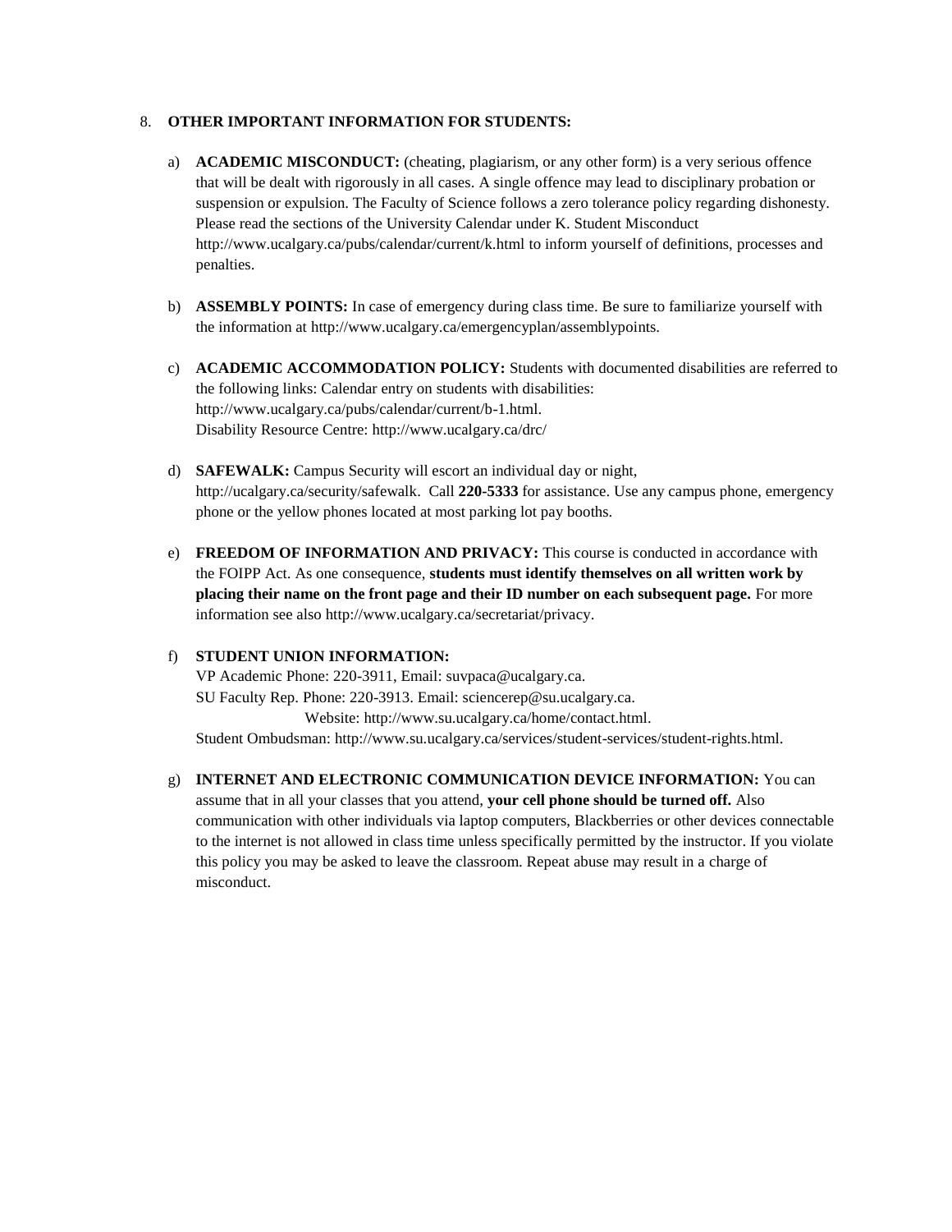8. **OTHER IMPORTANT INFORMATION FOR STUDENTS:**

   a) **ACADEMIC MISCONDUCT:** (cheating, plagiarism, or any other form) is a very serious offence that will be dealt with rigorously in all cases. A single offence may lead to disciplinary probation or suspension or expulsion. The Faculty of Science follows a zero tolerance policy regarding dishonesty. Please read the sections of the University Calendar under K. Student Misconduct http://www.ucalgary.ca/pubs/calendar/current/k.html to inform yourself of definitions, processes and penalties.

   b) **ASSEMBLY POINTS:** In case of emergency during class time. Be sure to familiarize yourself with the information at http://www.ucalgary.ca/emergencyplan/assemblypoints.

   c) **ACADEMIC ACCOMMODATION POLICY:** Students with documented disabilities are referred to the following links: Calendar entry on students with disabilities: http://www.ucalgary.ca/pubs/calendar/current/b-1.html.
   Disability Resource Centre: http://www.ucalgary.ca/drc/

   d) **SAFEWALK:** Campus Security will escort an individual day or night, http://ucalgary.ca/security/safewalk. Call **220-5333** for assistance. Use any campus phone, emergency phone or the yellow phones located at most parking lot pay booths.

   e) **FREEDOM OF INFORMATION AND PRIVACY:** This course is conducted in accordance with the FOIPP Act. As one consequence, **students must identify themselves on all written work by placing their name on the front page and their ID number on each subsequent page.** For more information see also http://www.ucalgary.ca/secretariat/privacy.

   f) **STUDENT UNION INFORMATION:**
   VP Academic Phone: 220-3911, Email: suvpaca@ucalgary.ca.
   SU Faculty Rep. Phone: 220-3913. Email: sciencerep@su.ucalgary.ca.
   Website: http://www.su.ucalgary.ca/home/contact.html.
   Student Ombudsman: http://www.su.ucalgary.ca/services/student-services/student-rights.html.

   g) **INTERNET AND ELECTRONIC COMMUNICATION DEVICE INFORMATION:** You can assume that in all your classes that you attend, **your cell phone should be turned off.** Also communication with other individuals via laptop computers, Blackberries or other devices connectable to the internet is not allowed in class time unless specifically permitted by the instructor. If you violate this policy you may be asked to leave the classroom. Repeat abuse may result in a charge of misconduct.